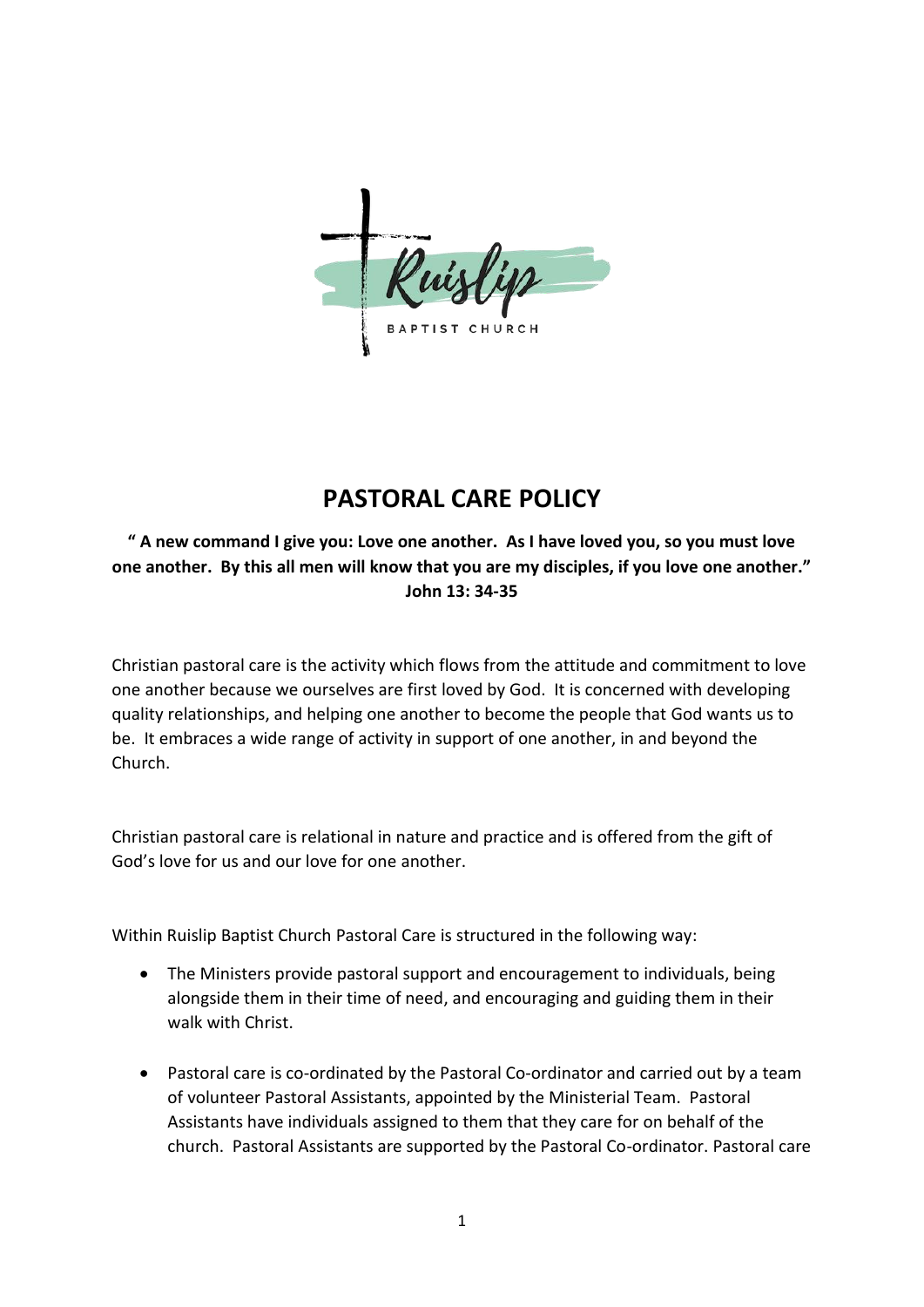Ruislip

BAPTIST CHURCH

# PASTORAL CARE POLICY

**" A new command I give you: Love one another. As I have loved you, so you must love one another. By this all men will know that you are my disciples, if you love one another." John 13: 34-35**

Christian pastoral care is the activity which flows from the attitude and commitment to love one another because we ourselves are first loved by God. It is concerned with developing quality relationships, and helping one another to become the people that God wants us to be. It embraces a wide range of activity in support of one another, in and beyond the Church.

Christian pastoral care is relational in nature and practice and is offered from the gift of God's love for us and our love for one another.

Within Ruislip Baptist Church Pastoral Care is structured in the following way:

- The Ministers provide pastoral support and encouragement to individuals, being alongside them in their time of need, and encouraging and guiding them in their walk with Christ.

- Pastoral care is co-ordinated by the Pastoral Co-ordinator and carried out by a team of volunteer Pastoral Assistants, appointed by the Ministerial Team. Pastoral Assistants have individuals assigned to them that they care for on behalf of the church. Pastoral Assistants are supported by the Pastoral Co-ordinator. Pastoral care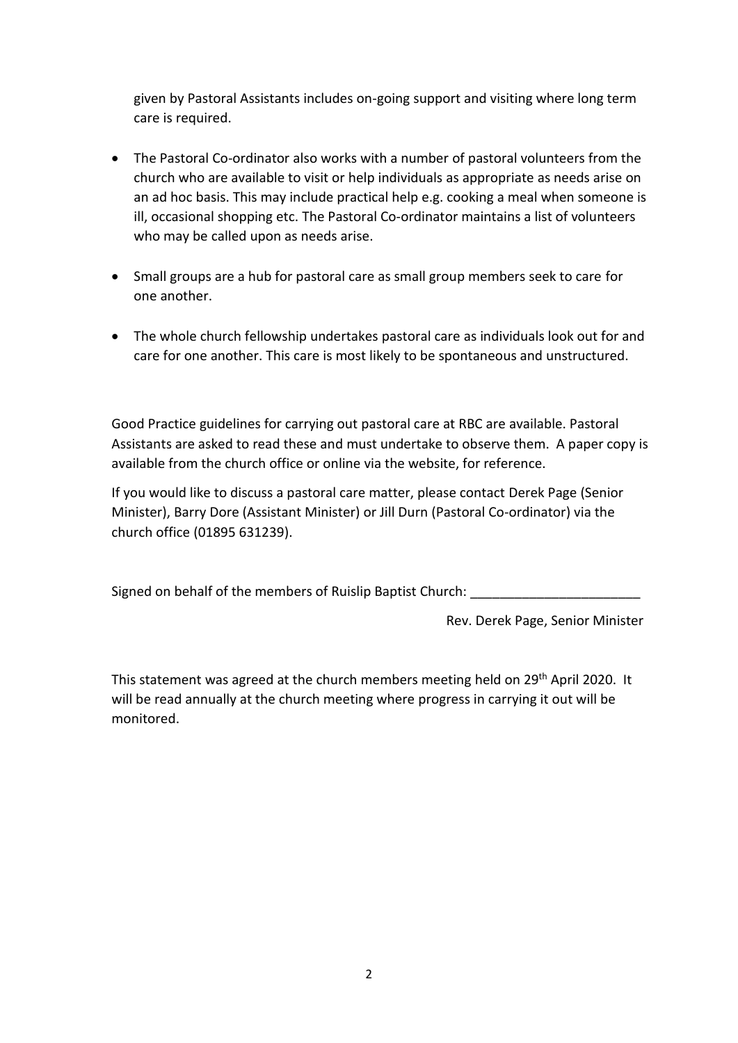given by Pastoral Assistants includes on-going support and visiting where long term care is required.

- The Pastoral Co-ordinator also works with a number of pastoral volunteers from the church who are available to visit or help individuals as appropriate as needs arise on an ad hoc basis. This may include practical help e.g. cooking a meal when someone is ill, occasional shopping etc. The Pastoral Co-ordinator maintains a list of volunteers who may be called upon as needs arise.

- Small groups are a hub for pastoral care as small group members seek to care for one another.

- The whole church fellowship undertakes pastoral care as individuals look out for and care for one another. This care is most likely to be spontaneous and unstructured.

Good Practice guidelines for carrying out pastoral care at RBC are available. Pastoral Assistants are asked to read these and must undertake to observe them. A paper copy is available from the church office or online via the website, for reference.

If you would like to discuss a pastoral care matter, please contact Derek Page (Senior Minister), Barry Dore (Assistant Minister) or Jill Durn (Pastoral Co-ordinator) via the church office (01895 631239).

Signed on behalf of the members of Ruislip Baptist Church: _______________________

Rev. Derek Page, Senior Minister

This statement was agreed at the church members meeting held on 29th April 2020. It will be read annually at the church meeting where progress in carrying it out will be monitored.